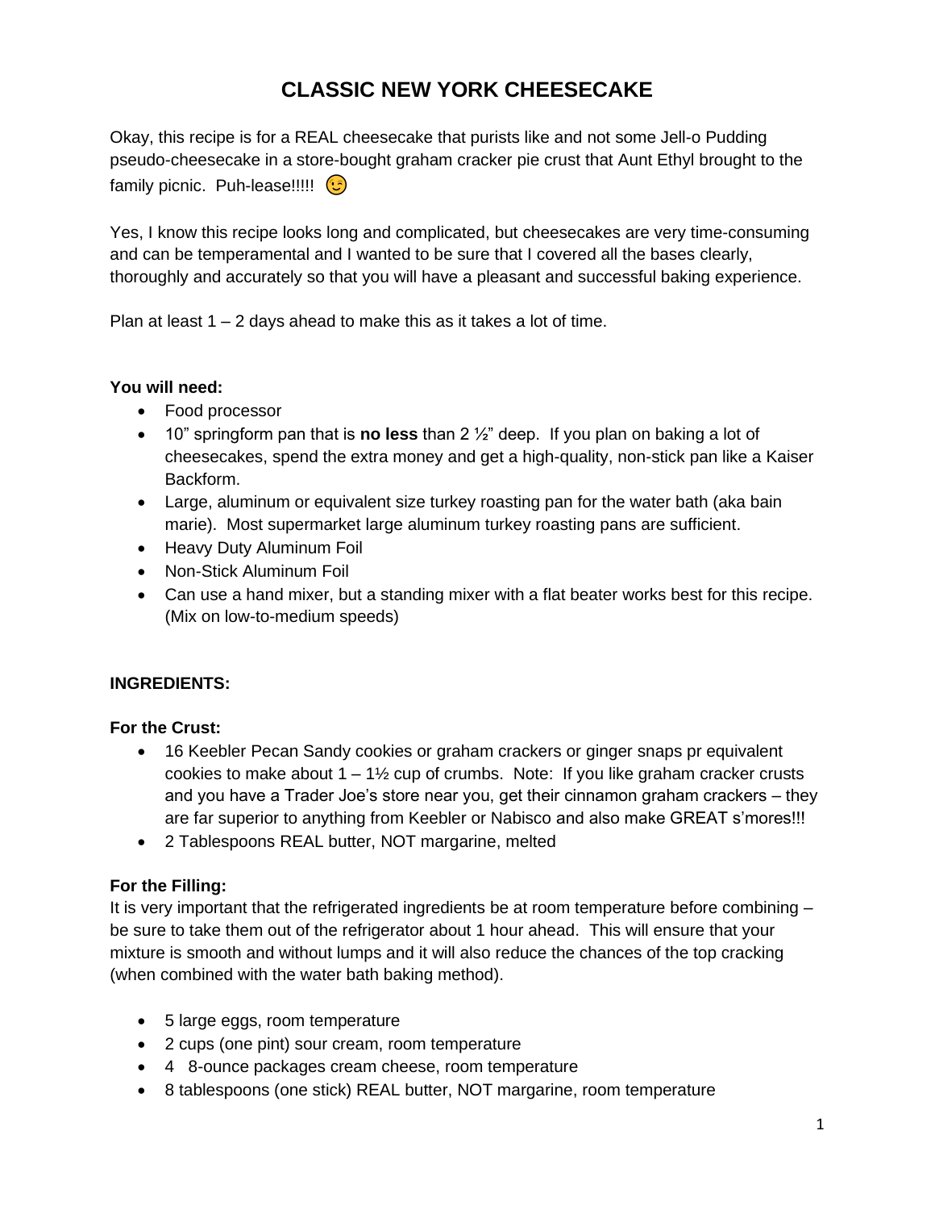# CLASSIC NEW YORK CHEESECAKE

Okay, this recipe is for a REAL cheesecake that purists like and not some Jell-o Pudding pseudo-cheesecake in a store-bought graham cracker pie crust that Aunt Ethyl brought to the family picnic. Puh-lease!!!!! 😉

Yes, I know this recipe looks long and complicated, but cheesecakes are very time-consuming and can be temperamental and I wanted to be sure that I covered all the bases clearly, thoroughly and accurately so that you will have a pleasant and successful baking experience.

Plan at least 1 – 2 days ahead to make this as it takes a lot of time.

**You will need:**

- Food processor
- 10" springform pan that is **no less** than 2 ½" deep. If you plan on baking a lot of cheesecakes, spend the extra money and get a high-quality, non-stick pan like a Kaiser Backform.
- Large, aluminum or equivalent size turkey roasting pan for the water bath (aka bain marie). Most supermarket large aluminum turkey roasting pans are sufficient.
- Heavy Duty Aluminum Foil
- Non-Stick Aluminum Foil
- Can use a hand mixer, but a standing mixer with a flat beater works best for this recipe. (Mix on low-to-medium speeds)

**INGREDIENTS:**

**For the Crust:**

- 16 Keebler Pecan Sandy cookies or graham crackers or ginger snaps pr equivalent cookies to make about 1 – 1½ cup of crumbs. Note: If you like graham cracker crusts and you have a Trader Joe's store near you, get their cinnamon graham crackers – they are far superior to anything from Keebler or Nabisco and also make GREAT s'mores!!!
- 2 Tablespoons REAL butter, NOT margarine, melted

**For the Filling:**

It is very important that the refrigerated ingredients be at room temperature before combining – be sure to take them out of the refrigerator about 1 hour ahead. This will ensure that your mixture is smooth and without lumps and it will also reduce the chances of the top cracking (when combined with the water bath baking method).

- 5 large eggs, room temperature
- 2 cups (one pint) sour cream, room temperature
- 4 8-ounce packages cream cheese, room temperature
- 8 tablespoons (one stick) REAL butter, NOT margarine, room temperature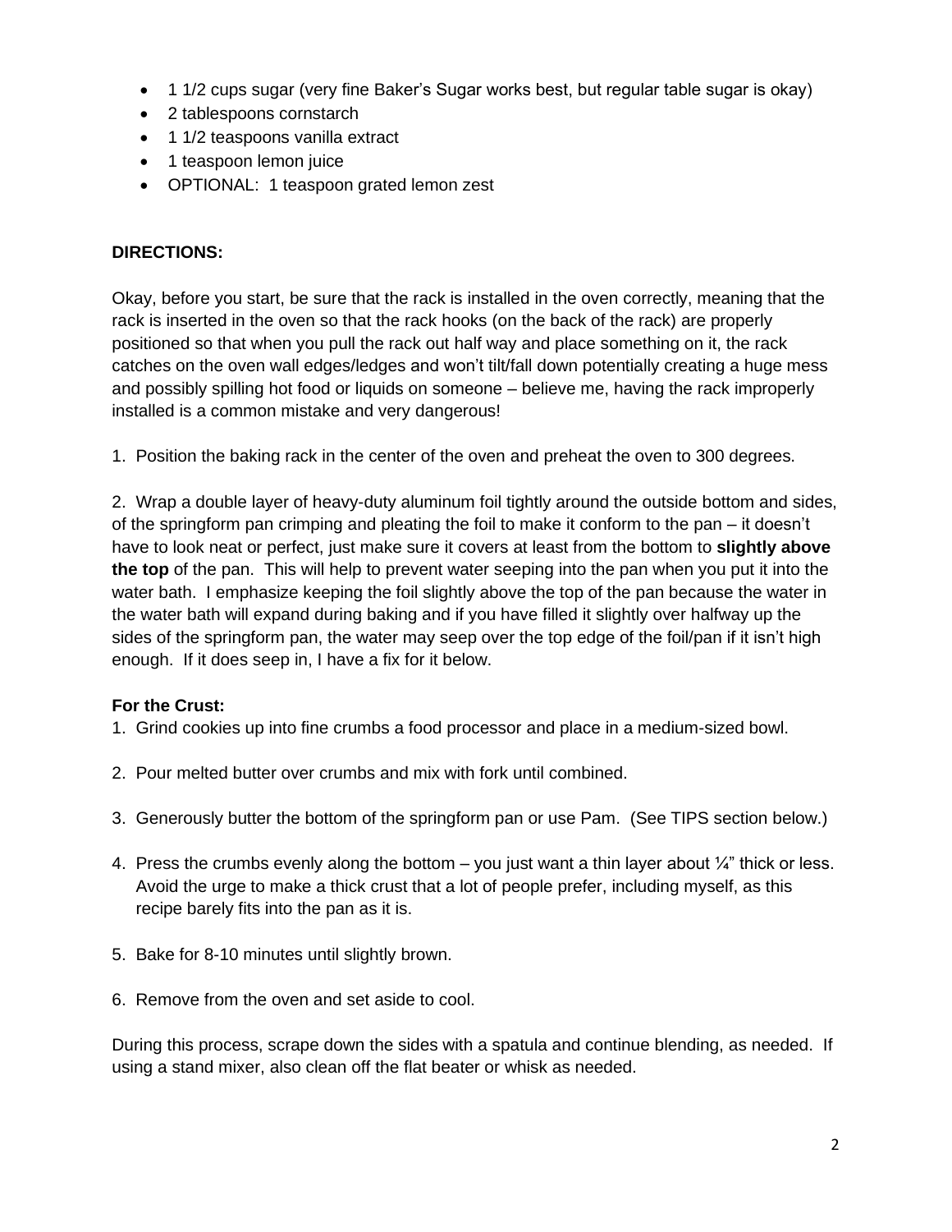- 1 1/2 cups sugar (very fine Baker's Sugar works best, but regular table sugar is okay)
- 2 tablespoons cornstarch
- 1 1/2 teaspoons vanilla extract
- 1 teaspoon lemon juice
- OPTIONAL: 1 teaspoon grated lemon zest

**DIRECTIONS:**

Okay, before you start, be sure that the rack is installed in the oven correctly, meaning that the rack is inserted in the oven so that the rack hooks (on the back of the rack) are properly positioned so that when you pull the rack out half way and place something on it, the rack catches on the oven wall edges/ledges and won't tilt/fall down potentially creating a huge mess and possibly spilling hot food or liquids on someone – believe me, having the rack improperly installed is a common mistake and very dangerous!

1. Position the baking rack in the center of the oven and preheat the oven to 300 degrees.

2. Wrap a double layer of heavy-duty aluminum foil tightly around the outside bottom and sides, of the springform pan crimping and pleating the foil to make it conform to the pan – it doesn't have to look neat or perfect, just make sure it covers at least from the bottom to **slightly above the top** of the pan. This will help to prevent water seeping into the pan when you put it into the water bath. I emphasize keeping the foil slightly above the top of the pan because the water in the water bath will expand during baking and if you have filled it slightly over halfway up the sides of the springform pan, the water may seep over the top edge of the foil/pan if it isn't high enough. If it does seep in, I have a fix for it below.

**For the Crust:**

1. Grind cookies up into fine crumbs a food processor and place in a medium-sized bowl.

2. Pour melted butter over crumbs and mix with fork until combined.

3. Generously butter the bottom of the springform pan or use Pam. (See TIPS section below.)

4. Press the crumbs evenly along the bottom – you just want a thin layer about ¼" thick or less. Avoid the urge to make a thick crust that a lot of people prefer, including myself, as this recipe barely fits into the pan as it is.

5. Bake for 8-10 minutes until slightly brown.

6. Remove from the oven and set aside to cool.

During this process, scrape down the sides with a spatula and continue blending, as needed. If using a stand mixer, also clean off the flat beater or whisk as needed.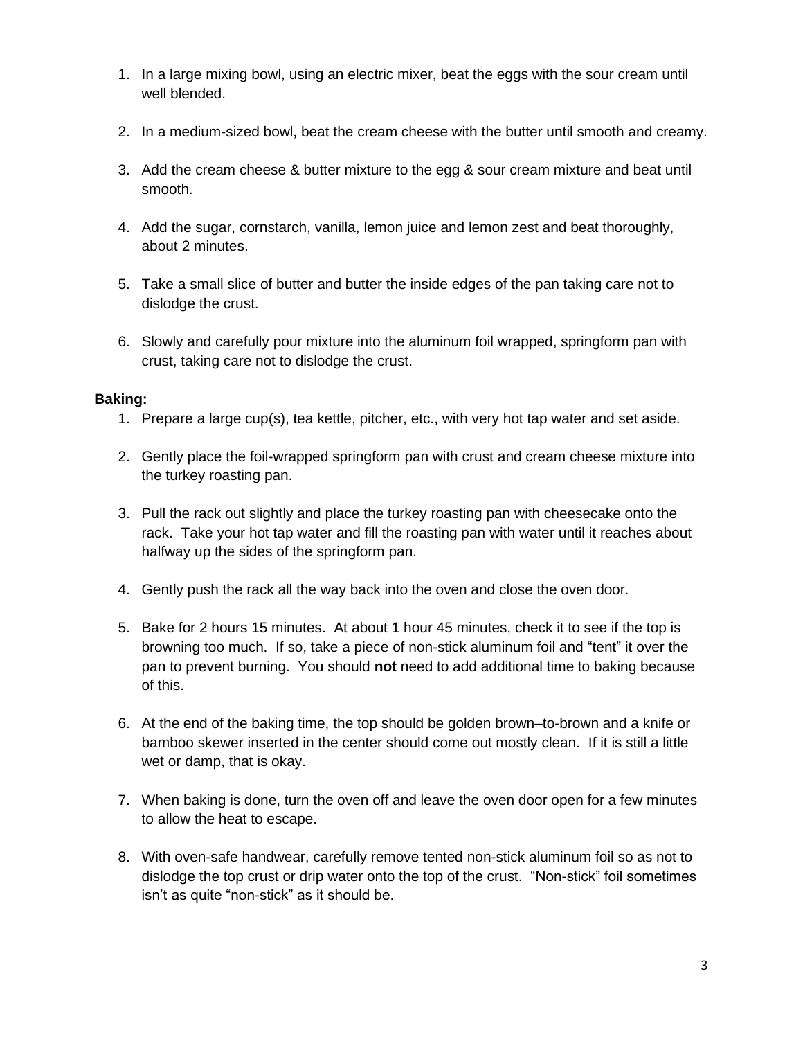1. In a large mixing bowl, using an electric mixer, beat the eggs with the sour cream until well blended.

2. In a medium-sized bowl, beat the cream cheese with the butter until smooth and creamy.

3. Add the cream cheese & butter mixture to the egg & sour cream mixture and beat until smooth.

4. Add the sugar, cornstarch, vanilla, lemon juice and lemon zest and beat thoroughly, about 2 minutes.

5. Take a small slice of butter and butter the inside edges of the pan taking care not to dislodge the crust.

6. Slowly and carefully pour mixture into the aluminum foil wrapped, springform pan with crust, taking care not to dislodge the crust.

**Baking:**

1. Prepare a large cup(s), tea kettle, pitcher, etc., with very hot tap water and set aside.

2. Gently place the foil-wrapped springform pan with crust and cream cheese mixture into the turkey roasting pan.

3. Pull the rack out slightly and place the turkey roasting pan with cheesecake onto the rack. Take your hot tap water and fill the roasting pan with water until it reaches about halfway up the sides of the springform pan.

4. Gently push the rack all the way back into the oven and close the oven door.

5. Bake for 2 hours 15 minutes. At about 1 hour 45 minutes, check it to see if the top is browning too much. If so, take a piece of non-stick aluminum foil and "tent" it over the pan to prevent burning. You should **not** need to add additional time to baking because of this.

6. At the end of the baking time, the top should be golden brown–to-brown and a knife or bamboo skewer inserted in the center should come out mostly clean. If it is still a little wet or damp, that is okay.

7. When baking is done, turn the oven off and leave the oven door open for a few minutes to allow the heat to escape.

8. With oven-safe handwear, carefully remove tented non-stick aluminum foil so as not to dislodge the top crust or drip water onto the top of the crust. "Non-stick" foil sometimes isn't as quite "non-stick" as it should be.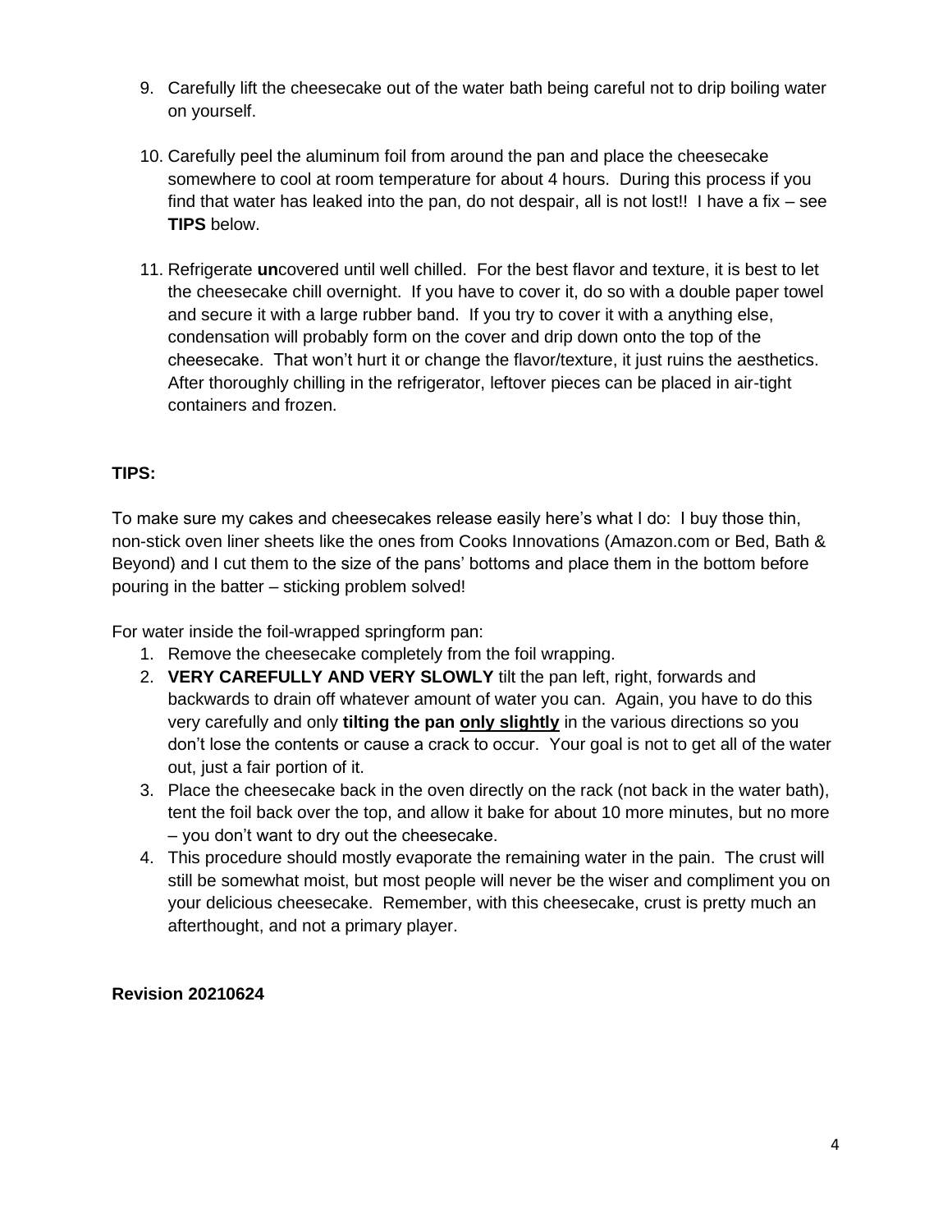9. Carefully lift the cheesecake out of the water bath being careful not to drip boiling water on yourself.

10. Carefully peel the aluminum foil from around the pan and place the cheesecake somewhere to cool at room temperature for about 4 hours. During this process if you find that water has leaked into the pan, do not despair, all is not lost!! I have a fix – see **TIPS** below.

11. Refrigerate **un**covered until well chilled. For the best flavor and texture, it is best to let the cheesecake chill overnight. If you have to cover it, do so with a double paper towel and secure it with a large rubber band. If you try to cover it with a anything else, condensation will probably form on the cover and drip down onto the top of the cheesecake. That won't hurt it or change the flavor/texture, it just ruins the aesthetics. After thoroughly chilling in the refrigerator, leftover pieces can be placed in air-tight containers and frozen.

**TIPS:**

To make sure my cakes and cheesecakes release easily here's what I do: I buy those thin, non-stick oven liner sheets like the ones from Cooks Innovations (Amazon.com or Bed, Bath & Beyond) and I cut them to the size of the pans' bottoms and place them in the bottom before pouring in the batter – sticking problem solved!

For water inside the foil-wrapped springform pan:

1. Remove the cheesecake completely from the foil wrapping.
2. **VERY CAREFULLY AND VERY SLOWLY** tilt the pan left, right, forwards and backwards to drain off whatever amount of water you can. Again, you have to do this very carefully and only **tilting the pan <u>only slightly</u>** in the various directions so you don't lose the contents or cause a crack to occur. Your goal is not to get all of the water out, just a fair portion of it.
3. Place the cheesecake back in the oven directly on the rack (not back in the water bath), tent the foil back over the top, and allow it bake for about 10 more minutes, but no more – you don't want to dry out the cheesecake.
4. This procedure should mostly evaporate the remaining water in the pain. The crust will still be somewhat moist, but most people will never be the wiser and compliment you on your delicious cheesecake. Remember, with this cheesecake, crust is pretty much an afterthought, and not a primary player.

**Revision 20210624**